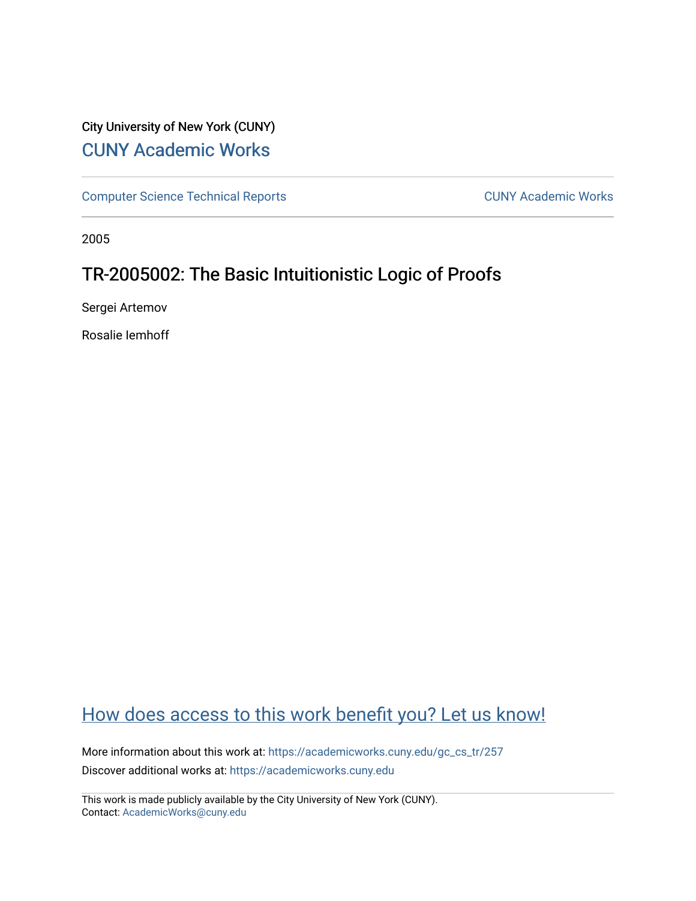City University of New York (CUNY)

CUNY Academic Works

Computer Science Technical Reports

CUNY Academic Works

2005

# TR-2005002: The Basic Intuitionistic Logic of Proofs

Sergei Artemov

Rosalie Iemhoff

How does access to this work benefit you? Let us know!

More information about this work at: https://academicworks.cuny.edu/gc_cs_tr/257

Discover additional works at: https://academicworks.cuny.edu

This work is made publicly available by the City University of New York (CUNY).
Contact: AcademicWorks@cuny.edu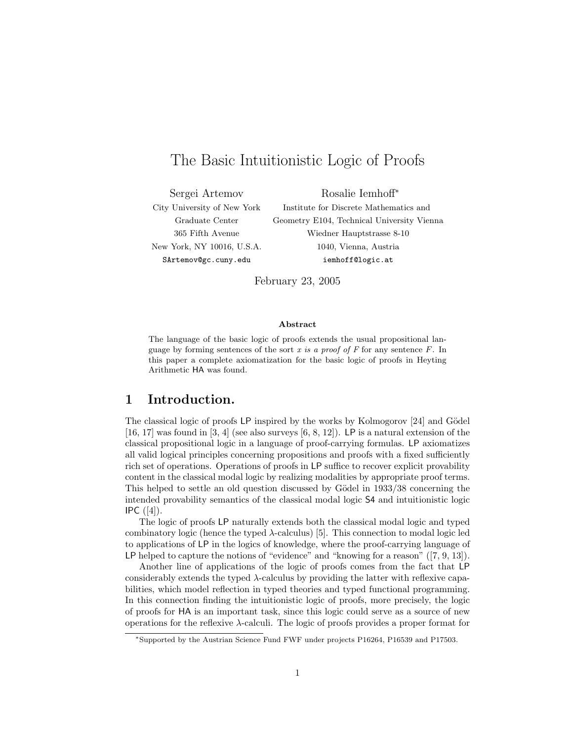# The Basic Intuitionistic Logic of Proofs

Sergei Artemov
City University of New York
Graduate Center
365 Fifth Avenue
New York, NY 10016, U.S.A.
SArtemov@gc.cuny.edu

Rosalie Iemhoff*
Institute for Discrete Mathematics and
Geometry E104, Technical University Vienna
Wiedner Hauptstrasse 8-10
1040, Vienna, Austria
iemhoff@logic.at

February 23, 2005

**Abstract**

The language of the basic logic of proofs extends the usual propositional language by forming sentences of the sort *x is a proof of F* for any sentence $F$. In this paper a complete axiomatization for the basic logic of proofs in Heyting Arithmetic HA was found.

## 1 Introduction.

The classical logic of proofs LP inspired by the works by Kolmogorov [24] and Gödel [16, 17] was found in [3, 4] (see also surveys [6, 8, 12]). LP is a natural extension of the classical propositional logic in a language of proof-carrying formulas. LP axiomatizes all valid logical principles concerning propositions and proofs with a fixed sufficiently rich set of operations. Operations of proofs in LP suffice to recover explicit provability content in the classical modal logic by realizing modalities by appropriate proof terms. This helped to settle an old question discussed by Gödel in 1933/38 concerning the intended provability semantics of the classical modal logic S4 and intuitionistic logic IPC ([4]).

The logic of proofs LP naturally extends both the classical modal logic and typed combinatory logic (hence the typed $\lambda$-calculus) [5]. This connection to modal logic led to applications of LP in the logics of knowledge, where the proof-carrying language of LP helped to capture the notions of "evidence" and "knowing for a reason" ([7, 9, 13]).

Another line of applications of the logic of proofs comes from the fact that LP considerably extends the typed $\lambda$-calculus by providing the latter with reflexive capabilities, which model reflection in typed theories and typed functional programming. In this connection finding the intuitionistic logic of proofs, more precisely, the logic of proofs for HA is an important task, since this logic could serve as a source of new operations for the reflexive $\lambda$-calculi. The logic of proofs provides a proper format for

*Supported by the Austrian Science Fund FWF under projects P16264, P16539 and P17503.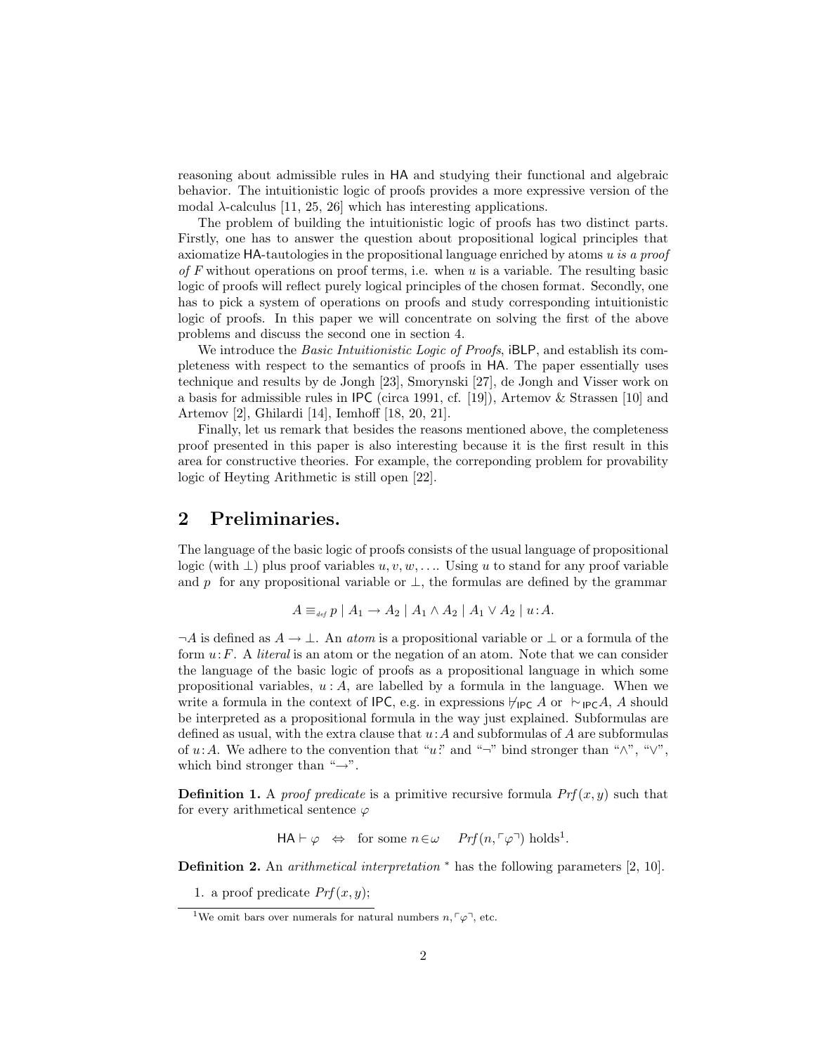reasoning about admissible rules in HA and studying their functional and algebraic behavior. The intuitionistic logic of proofs provides a more expressive version of the modal $\lambda$-calculus [11, 25, 26] which has interesting applications.

The problem of building the intuitionistic logic of proofs has two distinct parts. Firstly, one has to answer the question about propositional logical principles that axiomatize HA-tautologies in the propositional language enriched by atoms *u is a proof of F* without operations on proof terms, i.e. when $u$ is a variable. The resulting basic logic of proofs will reflect purely logical principles of the chosen format. Secondly, one has to pick a system of operations on proofs and study corresponding intuitionistic logic of proofs. In this paper we will concentrate on solving the first of the above problems and discuss the second one in section 4.

We introduce the *Basic Intuitionistic Logic of Proofs*, iBLP, and establish its completeness with respect to the semantics of proofs in HA. The paper essentially uses technique and results by de Jongh [23], Smorynski [27], de Jongh and Visser work on a basis for admissible rules in IPC (circa 1991, cf. [19]), Artemov & Strassen [10] and Artemov [2], Ghilardi [14], Iemhoff [18, 20, 21].

Finally, let us remark that besides the reasons mentioned above, the completeness proof presented in this paper is also interesting because it is the first result in this area for constructive theories. For example, the correponding problem for provability logic of Heyting Arithmetic is still open [22].

## 2 Preliminaries.

The language of the basic logic of proofs consists of the usual language of propositional logic (with $\bot$) plus proof variables $u, v, w, \ldots$. Using $u$ to stand for any proof variable and $p$ for any propositional variable or $\bot$, the formulas are defined by the grammar

$$A \equiv_{def} p \mid A_1 \to A_2 \mid A_1 \wedge A_2 \mid A_1 \vee A_2 \mid u\!:\!A.$$

$\neg A$ is defined as $A \to \bot$. An *atom* is a propositional variable or $\bot$ or a formula of the form $u\!:\!F$. A *literal* is an atom or the negation of an atom. Note that we can consider the language of the basic logic of proofs as a propositional language in which some propositional variables, $u : A$, are labelled by a formula in the language. When we write a formula in the context of IPC, e.g. in expressions $\nvdash_{\mathsf{IPC}} A$ or $\vdash_{\mathsf{IPC}} A$, $A$ should be interpreted as a propositional formula in the way just explained. Subformulas are defined as usual, with the extra clause that $u\!:\!A$ and subformulas of $A$ are subformulas of $u\!:\!A$. We adhere to the convention that "$u$:" and "$\neg$" bind stronger than "$\wedge$", "$\vee$", which bind stronger than "$\to$".

**Definition 1.** A *proof predicate* is a primitive recursive formula $Prf(x, y)$ such that for every arithmetical sentence $\varphi$

$$\mathsf{HA} \vdash \varphi \quad \Leftrightarrow \quad \text{for some } n \in \omega \quad Prf(n, \ulcorner \varphi \urcorner) \text{ holds}^1.$$

**Definition 2.** An *arithmetical interpretation* $^*$ has the following parameters [2, 10].

1. a proof predicate $Prf(x, y)$;

[1]We omit bars over numerals for natural numbers $n, \ulcorner \varphi \urcorner$, etc.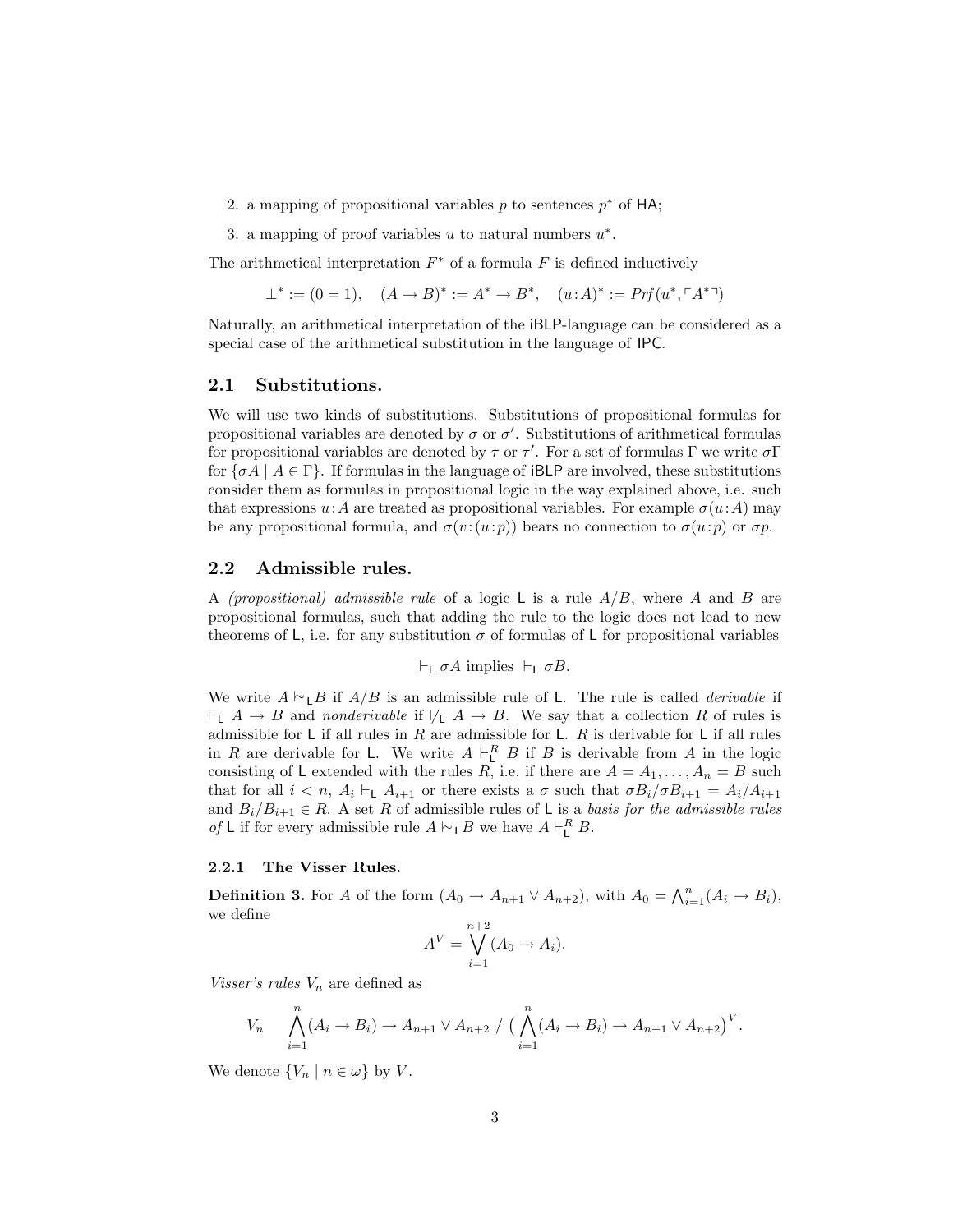2. a mapping of propositional variables $p$ to sentences $p^*$ of HA;

3. a mapping of proof variables $u$ to natural numbers $u^*$.

The arithmetical interpretation $F^*$ of a formula $F$ is defined inductively

$$\bot^* := (0=1), \quad (A \to B)^* := A^* \to B^*, \quad (u\!:\!A)^* := Prf(u^*, \ulcorner A^* \urcorner)$$

Naturally, an arithmetical interpretation of the iBLP-language can be considered as a special case of the arithmetical substitution in the language of IPC.

## 2.1 Substitutions.

We will use two kinds of substitutions. Substitutions of propositional formulas for propositional variables are denoted by $\sigma$ or $\sigma'$. Substitutions of arithmetical formulas for propositional variables are denoted by $\tau$ or $\tau'$. For a set of formulas $\Gamma$ we write $\sigma\Gamma$ for $\{\sigma A \mid A \in \Gamma\}$. If formulas in the language of iBLP are involved, these substitutions consider them as formulas in propositional logic in the way explained above, i.e. such that expressions $u\!:\!A$ are treated as propositional variables. For example $\sigma(u\!:\!A)$ may be any propositional formula, and $\sigma(v\!:\!(u\!:\!p))$ bears no connection to $\sigma(u\!:\!p)$ or $\sigma p$.

## 2.2 Admissible rules.

A *(propositional) admissible rule* of a logic L is a rule $A/B$, where $A$ and $B$ are propositional formulas, such that adding the rule to the logic does not lead to new theorems of L, i.e. for any substitution $\sigma$ of formulas of L for propositional variables

$$\vdash_{\mathsf{L}} \sigma A \text{ implies } \vdash_{\mathsf{L}} \sigma B.$$

We write $A \mathrel{|\!\sim}_{\mathsf{L}} B$ if $A/B$ is an admissible rule of L. The rule is called *derivable* if $\vdash_{\mathsf{L}} A \to B$ and *nonderivable* if $\nvdash_{\mathsf{L}} A \to B$. We say that a collection $R$ of rules is admissible for L if all rules in $R$ are admissible for L. $R$ is derivable for L if all rules in $R$ are derivable for L. We write $A \vdash^R_{\mathsf{L}} B$ if $B$ is derivable from $A$ in the logic consisting of L extended with the rules $R$, i.e. if there are $A = A_1, \dots, A_n = B$ such that for all $i < n$, $A_i \vdash_{\mathsf{L}} A_{i+1}$ or there exists a $\sigma$ such that $\sigma B_i / \sigma B_{i+1} = A_i / A_{i+1}$ and $B_i / B_{i+1} \in R$. A set $R$ of admissible rules of L is a *basis for the admissible rules of* L if for every admissible rule $A \mathrel{|\!\sim}_{\mathsf{L}} B$ we have $A \vdash^R_{\mathsf{L}} B$.

### 2.2.1 The Visser Rules.

**Definition 3.** For $A$ of the form $(A_0 \to A_{n+1} \vee A_{n+2})$, with $A_0 = \bigwedge_{i=1}^n (A_i \to B_i)$, we define

$$A^V = \bigvee_{i=1}^{n+2} (A_0 \to A_i).$$

*Visser's rules* $V_n$ are defined as

$$V_n \quad \bigwedge_{i=1}^n (A_i \to B_i) \to A_{n+1} \vee A_{n+2} \;/\; \Big( \bigwedge_{i=1}^n (A_i \to B_i) \to A_{n+1} \vee A_{n+2} \Big)^V.$$

We denote $\{V_n \mid n \in \omega\}$ by $V$.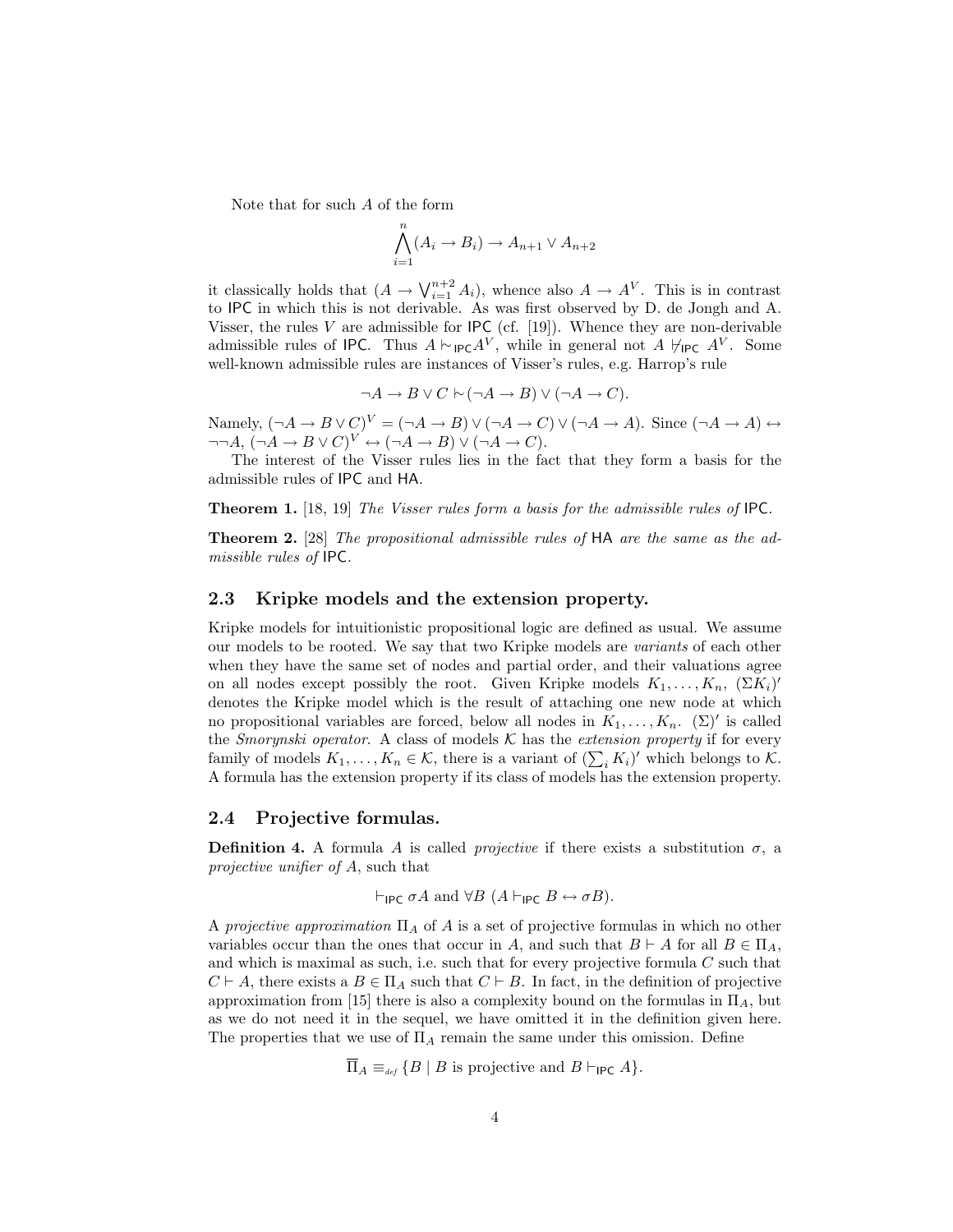Note that for such $A$ of the form

$$\bigwedge_{i=1}^{n}(A_i \to B_i) \to A_{n+1} \vee A_{n+2}$$

it classically holds that $(A \to \bigvee_{i=1}^{n+2} A_i)$, whence also $A \to A^V$. This is in contrast to IPC in which this is not derivable. As was first observed by D. de Jongh and A. Visser, the rules $V$ are admissible for IPC (cf. [19]). Whence they are non-derivable admissible rules of IPC. Thus $A \mathrel{|\!\sim}_{\mathsf{IPC}} A^V$, while in general not $A \nvdash_{\mathsf{IPC}} A^V$. Some well-known admissible rules are instances of Visser's rules, e.g. Harrop's rule

$$\neg A \to B \vee C \mathrel{|\!\sim} (\neg A \to B) \vee (\neg A \to C).$$

Namely, $(\neg A \to B \vee C)^V = (\neg A \to B) \vee (\neg A \to C) \vee (\neg A \to A)$. Since $(\neg A \to A) \leftrightarrow \neg\neg A$, $(\neg A \to B \vee C)^V \leftrightarrow (\neg A \to B) \vee (\neg A \to C)$.

The interest of the Visser rules lies in the fact that they form a basis for the admissible rules of IPC and HA.

**Theorem 1.** [18, 19] *The Visser rules form a basis for the admissible rules of* IPC.

**Theorem 2.** [28] *The propositional admissible rules of* HA *are the same as the admissible rules of* IPC.

## 2.3 Kripke models and the extension property.

Kripke models for intuitionistic propositional logic are defined as usual. We assume our models to be rooted. We say that two Kripke models are *variants* of each other when they have the same set of nodes and partial order, and their valuations agree on all nodes except possibly the root. Given Kripke models $K_1, \ldots, K_n$, $(\Sigma K_i)'$ denotes the Kripke model which is the result of attaching one new node at which no propositional variables are forced, below all nodes in $K_1, \ldots, K_n$. $(\Sigma)'$ is called the *Smorynski operator*. A class of models $\mathcal{K}$ has the *extension property* if for every family of models $K_1, \ldots, K_n \in \mathcal{K}$, there is a variant of $(\sum_i K_i)'$ which belongs to $\mathcal{K}$. A formula has the extension property if its class of models has the extension property.

## 2.4 Projective formulas.

**Definition 4.** A formula $A$ is called *projective* if there exists a substitution $\sigma$, a *projective unifier of* $A$, such that

$$\vdash_{\mathsf{IPC}} \sigma A \text{ and } \forall B\ (A \vdash_{\mathsf{IPC}} B \leftrightarrow \sigma B).$$

A *projective approximation* $\Pi_A$ of $A$ is a set of projective formulas in which no other variables occur than the ones that occur in $A$, and such that $B \vdash A$ for all $B \in \Pi_A$, and which is maximal as such, i.e. such that for every projective formula $C$ such that $C \vdash A$, there exists a $B \in \Pi_A$ such that $C \vdash B$. In fact, in the definition of projective approximation from [15] there is also a complexity bound on the formulas in $\Pi_A$, but as we do not need it in the sequel, we have omitted it in the definition given here. The properties that we use of $\Pi_A$ remain the same under this omission. Define

$$\overline{\Pi}_A \equiv_{def} \{B \mid B \text{ is projective and } B \vdash_{\mathsf{IPC}} A\}.$$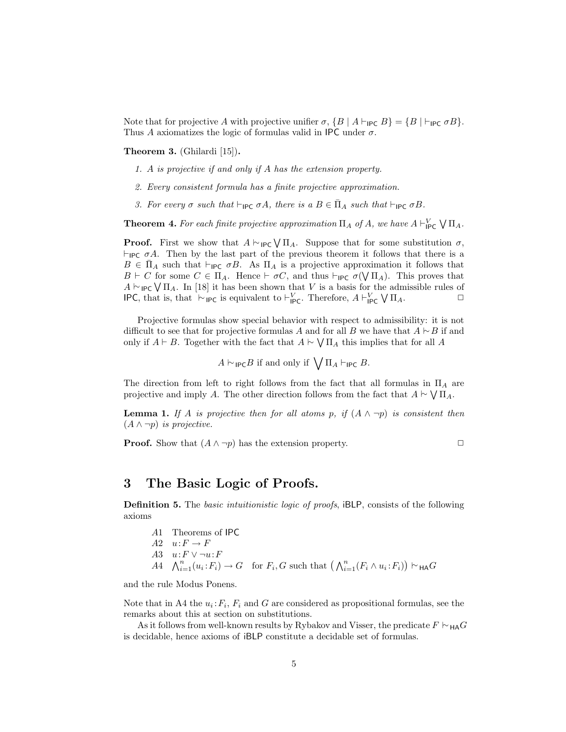Note that for projective $A$ with projective unifier $\sigma$, $\{B \mid A \vdash_{\mathsf{IPC}} B\} = \{B \mid \vdash_{\mathsf{IPC}} \sigma B\}$. Thus $A$ axiomatizes the logic of formulas valid in $\mathsf{IPC}$ under $\sigma$.

**Theorem 3.** (Ghilardi [15])**.**

1. *$A$ is projective if and only if $A$ has the extension property.*
2. *Every consistent formula has a finite projective approximation.*
3. *For every $\sigma$ such that $\vdash_{\mathsf{IPC}} \sigma A$, there is a $B \in \bar{\Pi}_A$ such that $\vdash_{\mathsf{IPC}} \sigma B$.*

**Theorem 4.** *For each finite projective approximation $\Pi_A$ of $A$, we have $A \vdash^V_{\mathsf{IPC}} \bigvee \Pi_A$.*

**Proof.** First we show that $A \mathrel{|\!\!\sim}_{\mathsf{IPC}} \bigvee \Pi_A$. Suppose that for some substitution $\sigma$, $\vdash_{\mathsf{IPC}} \sigma A$. Then by the last part of the previous theorem it follows that there is a $B \in \bar{\Pi}_A$ such that $\vdash_{\mathsf{IPC}} \sigma B$. As $\Pi_A$ is a projective approximation it follows that $B \vdash C$ for some $C \in \Pi_A$. Hence $\vdash \sigma C$, and thus $\vdash_{\mathsf{IPC}} \sigma(\bigvee \Pi_A)$. This proves that $A \mathrel{|\!\!\sim}_{\mathsf{IPC}} \bigvee \Pi_A$. In [18] it has been shown that $V$ is a basis for the admissible rules of $\mathsf{IPC}$, that is, that $\mathrel{|\!\!\sim}_{\mathsf{IPC}}$ is equivalent to $\vdash^V_{\mathsf{IPC}}$. Therefore, $A \vdash^V_{\mathsf{IPC}} \bigvee \Pi_A$. □

Projective formulas show special behavior with respect to admissibility: it is not difficult to see that for projective formulas $A$ and for all $B$ we have that $A \mathrel{|\!\!\sim} B$ if and only if $A \vdash B$. Together with the fact that $A \mathrel{|\!\!\sim} \bigvee \Pi_A$ this implies that for all $A$

$$A \mathrel{|\!\!\sim}_{\mathsf{IPC}} B \text{ if and only if } \bigvee \Pi_A \vdash_{\mathsf{IPC}} B.$$

The direction from left to right follows from the fact that all formulas in $\Pi_A$ are projective and imply $A$. The other direction follows from the fact that $A \mathrel{|\!\!\sim} \bigvee \Pi_A$.

**Lemma 1.** *If $A$ is projective then for all atoms $p$, if $(A \wedge \neg p)$ is consistent then $(A \wedge \neg p)$ is projective.*

**Proof.** Show that $(A \wedge \neg p)$ has the extension property. □

## 3 The Basic Logic of Proofs.

**Definition 5.** The *basic intuitionistic logic of proofs*, $\mathsf{iBLP}$, consists of the following axioms

- $A1$ Theorems of $\mathsf{IPC}$
- $A2$ $u{:}F \to F$
- $A3$ $u{:}F \vee \neg u{:}F$
- $A4$ $\bigwedge_{i=1}^n (u_i{:}F_i) \to G$ for $F_i, G$ such that $\left(\bigwedge_{i=1}^n (F_i \wedge u_i{:}F_i)\right) \mathrel{|\!\!\sim}_{\mathsf{HA}} G$

and the rule Modus Ponens.

Note that in A4 the $u_i{:}F_i$, $F_i$ and $G$ are considered as propositional formulas, see the remarks about this at section on substitutions.

As it follows from well-known results by Rybakov and Visser, the predicate $F \mathrel{|\!\!\sim}_{\mathsf{HA}} G$ is decidable, hence axioms of $\mathsf{iBLP}$ constitute a decidable set of formulas.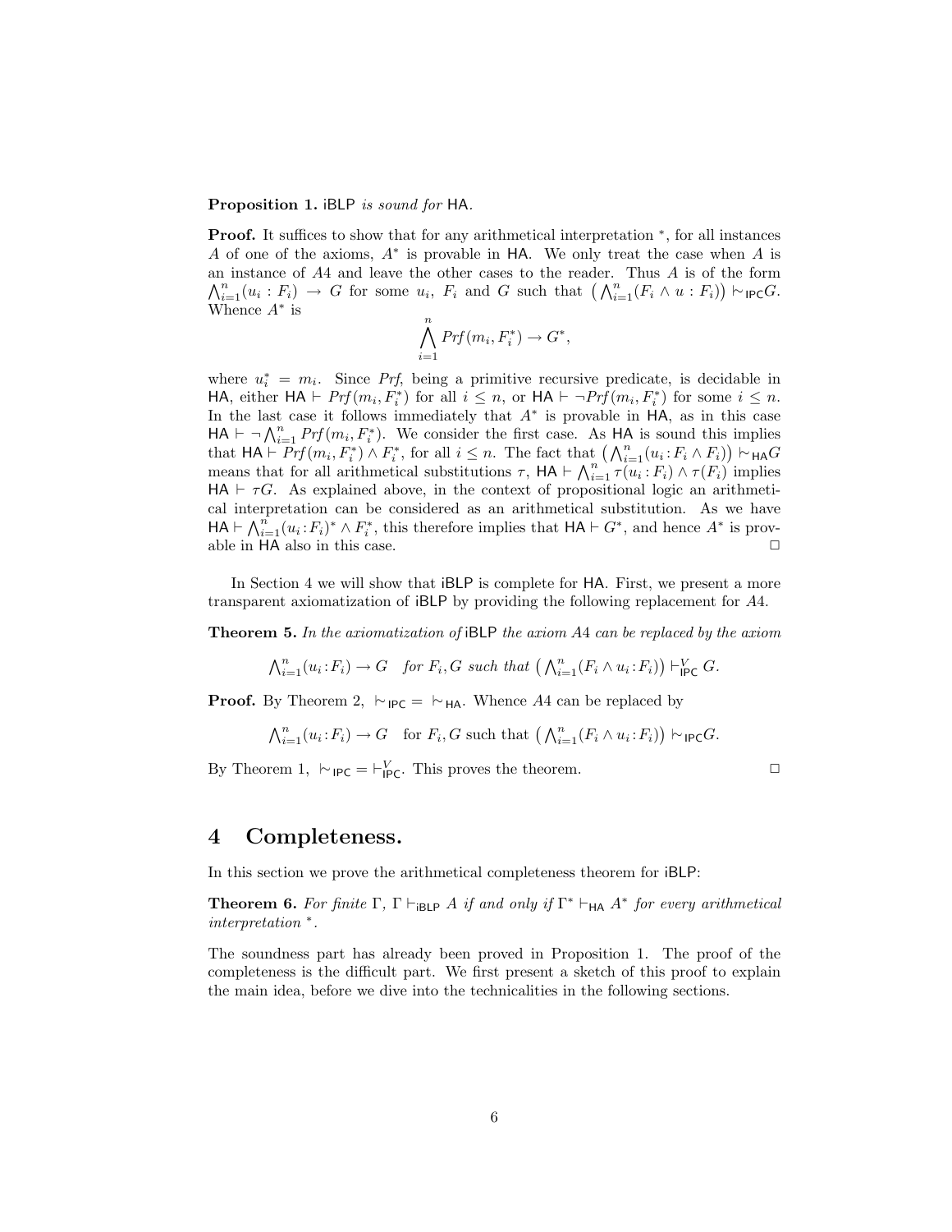**Proposition 1.** iBLP *is sound for* HA.

**Proof.** It suffices to show that for any arithmetical interpretation $^*$, for all instances $A$ of one of the axioms, $A^*$ is provable in HA. We only treat the case when $A$ is an instance of $A4$ and leave the other cases to the reader. Thus $A$ is of the form $\bigwedge_{i=1}^n (u_i : F_i) \to G$ for some $u_i$, $F_i$ and $G$ such that $\big(\bigwedge_{i=1}^n (F_i \wedge u : F_i)\big) \mathrel{\sim}_{\mathsf{IPC}} G$. Whence $A^*$ is

$$\bigwedge_{i=1}^n Prf(m_i, F_i^*) \to G^*,$$

where $u_i^* = m_i$. Since *Prf*, being a primitive recursive predicate, is decidable in HA, either $\mathsf{HA} \vdash Prf(m_i, F_i^*)$ for all $i \leq n$, or $\mathsf{HA} \vdash \neg Prf(m_i, F_i^*)$ for some $i \leq n$. In the last case it follows immediately that $A^*$ is provable in HA, as in this case $\mathsf{HA} \vdash \neg \bigwedge_{i=1}^n Prf(m_i, F_i^*)$. We consider the first case. As HA is sound this implies that $\mathsf{HA} \vdash Prf(m_i, F_i^*) \wedge F_i^*$, for all $i \leq n$. The fact that $\big(\bigwedge_{i=1}^n (u_i : F_i \wedge F_i)\big) \mathrel{\sim}_{\mathsf{HA}} G$ means that for all arithmetical substitutions $\tau$, $\mathsf{HA} \vdash \bigwedge_{i=1}^n \tau(u_i : F_i) \wedge \tau(F_i)$ implies $\mathsf{HA} \vdash \tau G$. As explained above, in the context of propositional logic an arithmetical interpretation can be considered as an arithmetical substitution. As we have $\mathsf{HA} \vdash \bigwedge_{i=1}^n (u_i : F_i)^* \wedge F_i^*$, this therefore implies that $\mathsf{HA} \vdash G^*$, and hence $A^*$ is provable in HA also in this case. $\Box$

In Section 4 we will show that iBLP is complete for HA. First, we present a more transparent axiomatization of iBLP by providing the following replacement for $A4$.

**Theorem 5.** *In the axiomatization of* iBLP *the axiom* $A4$ *can be replaced by the axiom*

$$\textstyle\bigwedge_{i=1}^n (u_i : F_i) \to G \quad \textit{for } F_i, G \textit{ such that } \big(\bigwedge_{i=1}^n (F_i \wedge u_i : F_i)\big) \vdash^V_{\mathsf{IPC}} G.$$

**Proof.** By Theorem 2, $\mathrel{\sim}_{\mathsf{IPC}} = \mathrel{\sim}_{\mathsf{HA}}$. Whence $A4$ can be replaced by

$$\textstyle\bigwedge_{i=1}^n (u_i : F_i) \to G \quad \text{for } F_i, G \text{ such that } \big(\bigwedge_{i=1}^n (F_i \wedge u_i : F_i)\big) \mathrel{\sim}_{\mathsf{IPC}} G.$$

By Theorem 1, $\mathrel{\sim}_{\mathsf{IPC}} = \vdash^V_{\mathsf{IPC}}$. This proves the theorem. $\Box$

# 4 Completeness.

In this section we prove the arithmetical completeness theorem for iBLP:

**Theorem 6.** *For finite* $\Gamma$, $\Gamma \vdash_{\mathsf{iBLP}} A$ *if and only if* $\Gamma^* \vdash_{\mathsf{HA}} A^*$ *for every arithmetical interpretation* $^*$.

The soundness part has already been proved in Proposition 1. The proof of the completeness is the difficult part. We first present a sketch of this proof to explain the main idea, before we dive into the technicalities in the following sections.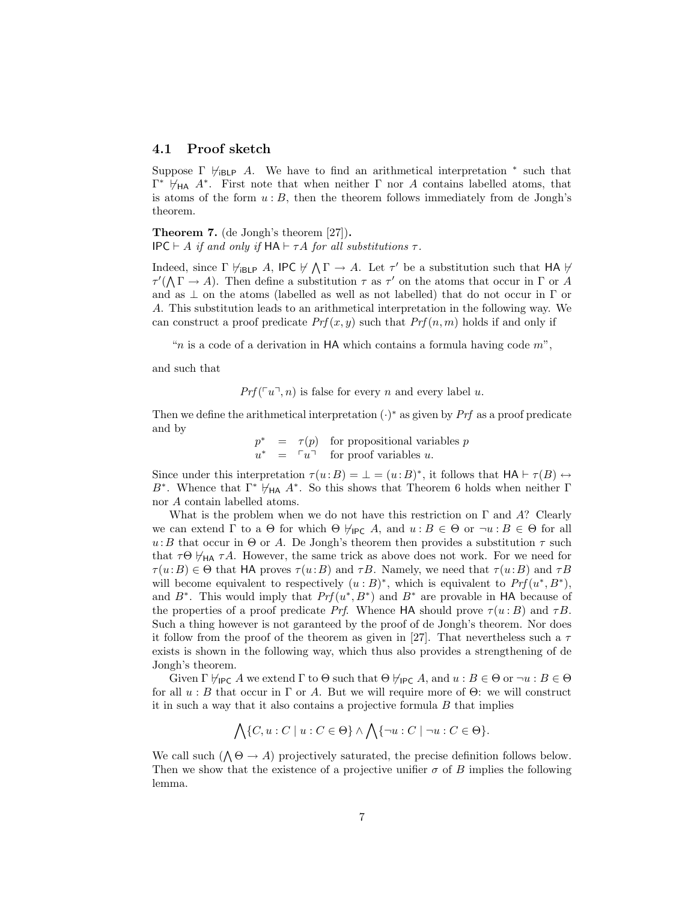### 4.1 Proof sketch

Suppose $\Gamma \nvdash_{\mathsf{iBLP}} A$. We have to find an arithmetical interpretation $^*$ such that $\Gamma^* \nvdash_{\mathsf{HA}} A^*$. First note that when neither $\Gamma$ nor $A$ contains labelled atoms, that is atoms of the form $u : B$, then the theorem follows immediately from de Jongh's theorem.

**Theorem 7.** (de Jongh's theorem [27]).
*$\mathsf{IPC} \vdash A$ if and only if $\mathsf{HA} \vdash \tau A$ for all substitutions $\tau$.*

Indeed, since $\Gamma \nvdash_{\mathsf{iBLP}} A$, $\mathsf{IPC} \nvdash \bigwedge \Gamma \to A$. Let $\tau'$ be a substitution such that $\mathsf{HA} \nvdash \tau'(\bigwedge \Gamma \to A)$. Then define a substitution $\tau$ as $\tau'$ on the atoms that occur in $\Gamma$ or $A$ and as $\bot$ on the atoms (labelled as well as not labelled) that do not occur in $\Gamma$ or $A$. This substitution leads to an arithmetical interpretation in the following way. We can construct a proof predicate $Prf(x, y)$ such that $Prf(n, m)$ holds if and only if

> "$n$ is a code of a derivation in $\mathsf{HA}$ which contains a formula having code $m$",

and such that

$$Prf(\ulcorner u \urcorner, n) \text{ is false for every } n \text{ and every label } u.$$

Then we define the arithmetical interpretation $(\cdot)^*$ as given by $Prf$ as a proof predicate and by

$$\begin{array}{rcll} p^* & = & \tau(p) & \text{for propositional variables } p \\ u^* & = & \ulcorner u \urcorner & \text{for proof variables } u. \end{array}$$

Since under this interpretation $\tau(u : B) = \bot = (u : B)^*$, it follows that $\mathsf{HA} \vdash \tau(B) \leftrightarrow B^*$. Whence that $\Gamma^* \nvdash_{\mathsf{HA}} A^*$. So this shows that Theorem 6 holds when neither $\Gamma$ nor $A$ contain labelled atoms.

What is the problem when we do not have this restriction on $\Gamma$ and $A$? Clearly we can extend $\Gamma$ to a $\Theta$ for which $\Theta \nvdash_{\mathsf{IPC}} A$, and $u : B \in \Theta$ or $\neg u : B \in \Theta$ for all $u : B$ that occur in $\Theta$ or $A$. De Jongh's theorem then provides a substitution $\tau$ such that $\tau\Theta \nvdash_{\mathsf{HA}} \tau A$. However, the same trick as above does not work. For we need for $\tau(u : B) \in \Theta$ that $\mathsf{HA}$ proves $\tau(u : B)$ and $\tau B$. Namely, we need that $\tau(u : B)$ and $\tau B$ will become equivalent to respectively $(u : B)^*$, which is equivalent to $Prf(u^*, B^*)$, and $B^*$. This would imply that $Prf(u^*, B^*)$ and $B^*$ are provable in $\mathsf{HA}$ because of the properties of a proof predicate $Prf$. Whence $\mathsf{HA}$ should prove $\tau(u : B)$ and $\tau B$. Such a thing however is not garanteed by the proof of de Jongh's theorem. Nor does it follow from the proof of the theorem as given in [27]. That nevertheless such a $\tau$ exists is shown in the following way, which thus also provides a strengthening of de Jongh's theorem.

Given $\Gamma \nvdash_{\mathsf{IPC}} A$ we extend $\Gamma$ to $\Theta$ such that $\Theta \nvdash_{\mathsf{IPC}} A$, and $u : B \in \Theta$ or $\neg u : B \in \Theta$ for all $u : B$ that occur in $\Gamma$ or $A$. But we will require more of $\Theta$: we will construct it in such a way that it also contains a projective formula $B$ that implies

$$\bigwedge \{C, u : C \mid u : C \in \Theta\} \wedge \bigwedge \{\neg u : C \mid \neg u : C \in \Theta\}.$$

We call such $(\bigwedge \Theta \to A)$ projectively saturated, the precise definition follows below. Then we show that the existence of a projective unifier $\sigma$ of $B$ implies the following lemma.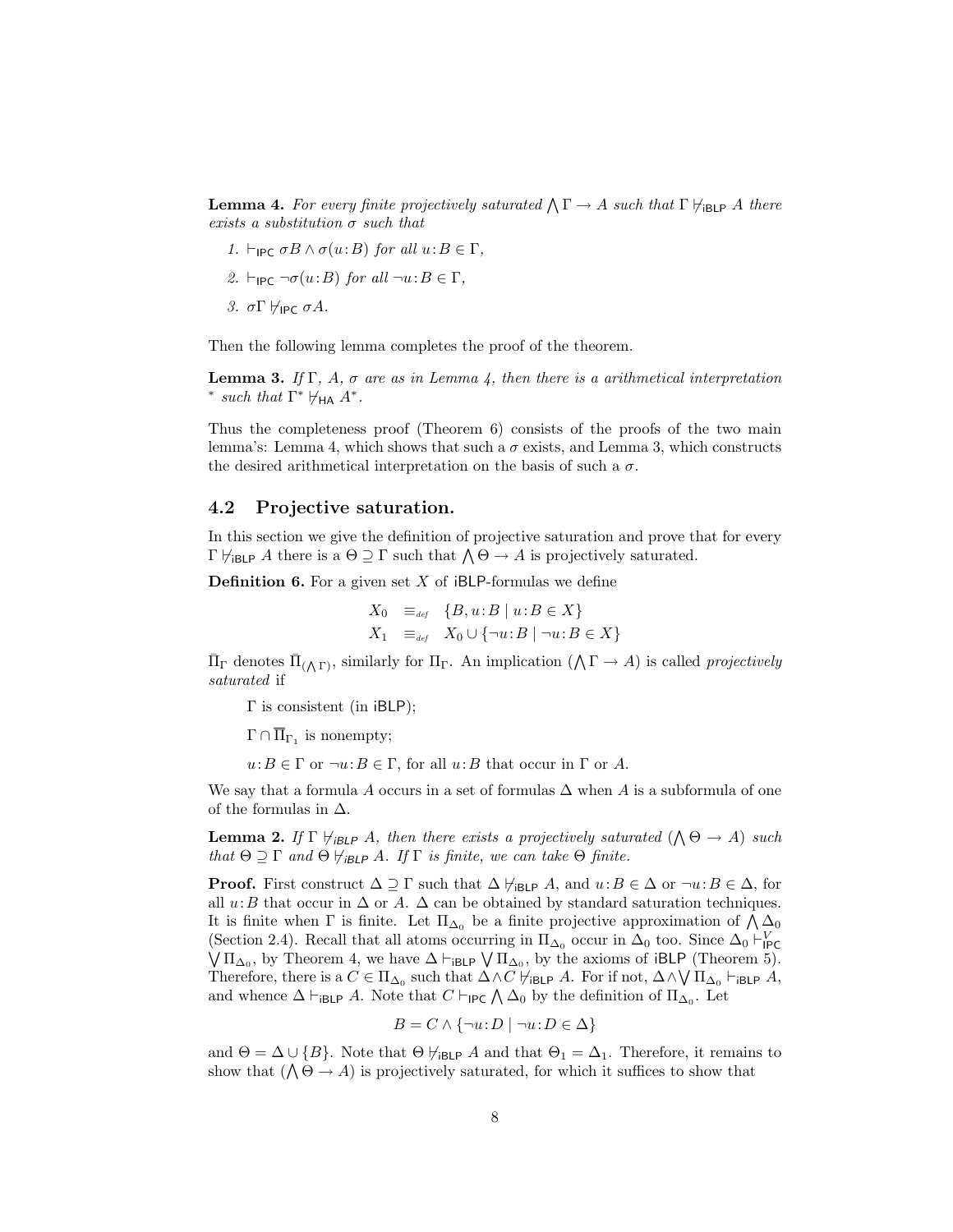**Lemma 4.** *For every finite projectively saturated $\bigwedge \Gamma \to A$ such that $\Gamma \nvdash_{\mathsf{iBLP}} A$ there exists a substitution $\sigma$ such that*

1. $\vdash_{\mathsf{IPC}} \sigma B \wedge \sigma(u{:}B)$ *for all $u{:}B \in \Gamma$,*
2. $\vdash_{\mathsf{IPC}} \neg\sigma(u{:}B)$ *for all $\neg u{:}B \in \Gamma$,*
3. $\sigma\Gamma \nvdash_{\mathsf{IPC}} \sigma A$.

Then the following lemma completes the proof of the theorem.

**Lemma 3.** *If $\Gamma$, $A$, $\sigma$ are as in Lemma 4, then there is a arithmetical interpretation $^*$ such that $\Gamma^* \nvdash_{\mathsf{HA}} A^*$.*

Thus the completeness proof (Theorem 6) consists of the proofs of the two main lemma's: Lemma 4, which shows that such a $\sigma$ exists, and Lemma 3, which constructs the desired arithmetical interpretation on the basis of such a $\sigma$.

## 4.2 Projective saturation.

In this section we give the definition of projective saturation and prove that for every $\Gamma \nvdash_{\mathsf{iBLP}} A$ there is a $\Theta \supseteq \Gamma$ such that $\bigwedge \Theta \to A$ is projectively saturated.

**Definition 6.** For a given set $X$ of iBLP-formulas we define

$$X_0 \quad \equiv_{def} \quad \{B, u{:}B \mid u{:}B \in X\}$$
$$X_1 \quad \equiv_{def} \quad X_0 \cup \{\neg u{:}B \mid \neg u{:}B \in X\}$$

$\bar{\Pi}_\Gamma$ denotes $\bar{\Pi}_{(\bigwedge \Gamma)}$, similarly for $\Pi_\Gamma$. An implication $(\bigwedge \Gamma \to A)$ is called *projectively saturated* if

$\Gamma$ is consistent (in iBLP);

$\Gamma \cap \overline{\Pi}_{\Gamma_1}$ is nonempty;

$u{:}B \in \Gamma$ or $\neg u{:}B \in \Gamma$, for all $u{:}B$ that occur in $\Gamma$ or $A$.

We say that a formula $A$ occurs in a set of formulas $\Delta$ when $A$ is a subformula of one of the formulas in $\Delta$.

**Lemma 2.** *If $\Gamma \nvdash_{iBLP} A$, then there exists a projectively saturated $(\bigwedge \Theta \to A)$ such that $\Theta \supseteq \Gamma$ and $\Theta \nvdash_{iBLP} A$. If $\Gamma$ is finite, we can take $\Theta$ finite.*

**Proof.** First construct $\Delta \supseteq \Gamma$ such that $\Delta \nvdash_{\mathsf{iBLP}} A$, and $u{:}B \in \Delta$ or $\neg u{:}B \in \Delta$, for all $u{:}B$ that occur in $\Delta$ or $A$. $\Delta$ can be obtained by standard saturation techniques. It is finite when $\Gamma$ is finite. Let $\Pi_{\Delta_0}$ be a finite projective approximation of $\bigwedge \Delta_0$ (Section 2.4). Recall that all atoms occurring in $\Pi_{\Delta_0}$ occur in $\Delta_0$ too. Since $\Delta_0 \vdash^V_{\mathsf{IPC}} \bigvee \Pi_{\Delta_0}$, by Theorem 4, we have $\Delta \vdash_{\mathsf{iBLP}} \bigvee \Pi_{\Delta_0}$, by the axioms of iBLP (Theorem 5). Therefore, there is a $C \in \Pi_{\Delta_0}$ such that $\Delta \wedge C \nvdash_{\mathsf{iBLP}} A$. For if not, $\Delta \wedge \bigvee \Pi_{\Delta_0} \vdash_{\mathsf{iBLP}} A$, and whence $\Delta \vdash_{\mathsf{iBLP}} A$. Note that $C \vdash_{\mathsf{IPC}} \bigwedge \Delta_0$ by the definition of $\Pi_{\Delta_0}$. Let

$$B = C \wedge \{\neg u{:}D \mid \neg u{:}D \in \Delta\}$$

and $\Theta = \Delta \cup \{B\}$. Note that $\Theta \nvdash_{\mathsf{iBLP}} A$ and that $\Theta_1 = \Delta_1$. Therefore, it remains to show that $(\bigwedge \Theta \to A)$ is projectively saturated, for which it suffices to show that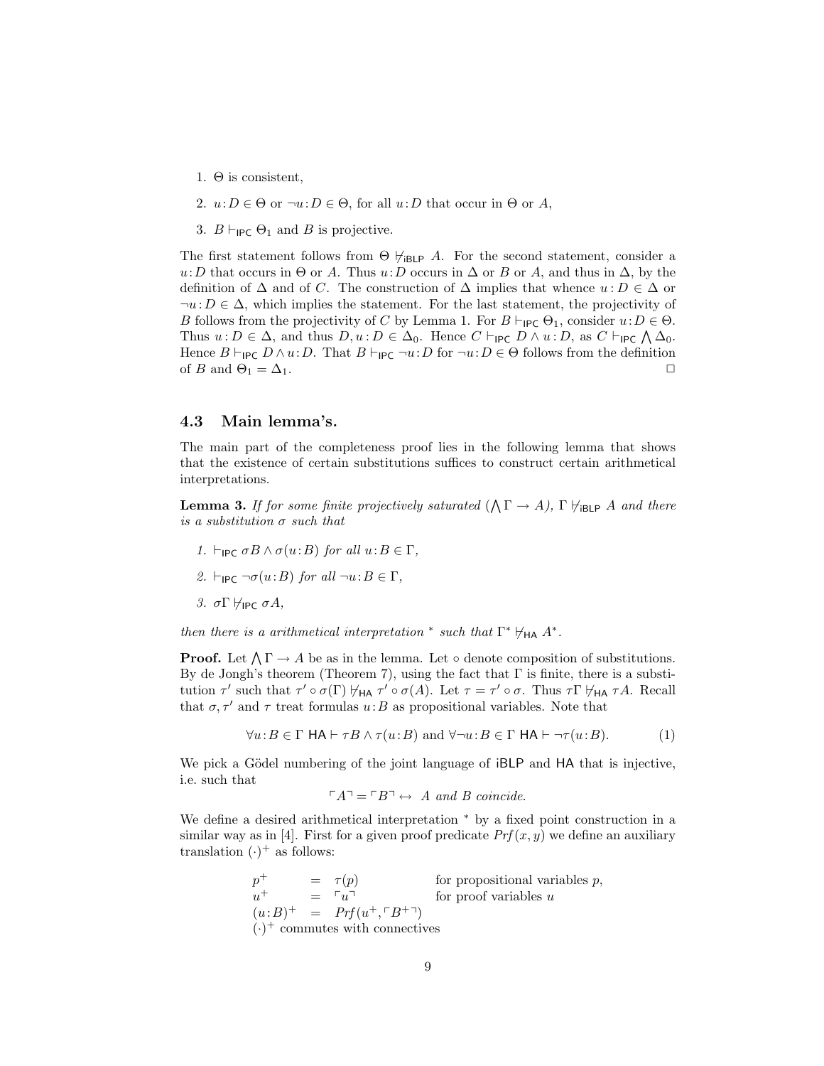1. $\Theta$ is consistent,
2. $u\!:\!D \in \Theta$ or $\neg u\!:\!D \in \Theta$, for all $u\!:\!D$ that occur in $\Theta$ or $A$,
3. $B \vdash_{\mathsf{IPC}} \Theta_1$ and $B$ is projective.

The first statement follows from $\Theta \nvdash_{\mathsf{iBLP}} A$. For the second statement, consider a $u\!:\!D$ that occurs in $\Theta$ or $A$. Thus $u\!:\!D$ occurs in $\Delta$ or $B$ or $A$, and thus in $\Delta$, by the definition of $\Delta$ and of $C$. The construction of $\Delta$ implies that whence $u\!:\!D \in \Delta$ or $\neg u\!:\!D \in \Delta$, which implies the statement. For the last statement, the projectivity of $B$ follows from the projectivity of $C$ by Lemma 1. For $B \vdash_{\mathsf{IPC}} \Theta_1$, consider $u\!:\!D \in \Theta$. Thus $u\!:\!D \in \Delta$, and thus $D, u\!:\!D \in \Delta_0$. Hence $C \vdash_{\mathsf{IPC}} D \wedge u\!:\!D$, as $C \vdash_{\mathsf{IPC}} \bigwedge \Delta_0$. Hence $B \vdash_{\mathsf{IPC}} D \wedge u\!:\!D$. That $B \vdash_{\mathsf{IPC}} \neg u\!:\!D$ for $\neg u\!:\!D \in \Theta$ follows from the definition of $B$ and $\Theta_1 = \Delta_1$. □

### 4.3 Main lemma's.

The main part of the completeness proof lies in the following lemma that shows that the existence of certain substitutions suffices to construct certain arithmetical interpretations.

**Lemma 3.** *If for some finite projectively saturated $(\bigwedge \Gamma \to A)$, $\Gamma \nvdash_{\mathsf{iBLP}} A$ and there is a substitution $\sigma$ such that*

1. $\vdash_{\mathsf{IPC}} \sigma B \wedge \sigma(u\!:\!B)$ *for all $u\!:\!B \in \Gamma$,*
2. $\vdash_{\mathsf{IPC}} \neg\sigma(u\!:\!B)$ *for all $\neg u\!:\!B \in \Gamma$,*
3. $\sigma\Gamma \nvdash_{\mathsf{IPC}} \sigma A$,

*then there is a arithmetical interpretation $^*$ such that $\Gamma^* \nvdash_{\mathsf{HA}} A^*$.*

**Proof.** Let $\bigwedge \Gamma \to A$ be as in the lemma. Let $\circ$ denote composition of substitutions. By de Jongh's theorem (Theorem 7), using the fact that $\Gamma$ is finite, there is a substitution $\tau'$ such that $\tau' \circ \sigma(\Gamma) \nvdash_{\mathsf{HA}} \tau' \circ \sigma(A)$. Let $\tau = \tau' \circ \sigma$. Thus $\tau\Gamma \nvdash_{\mathsf{HA}} \tau A$. Recall that $\sigma, \tau'$ and $\tau$ treat formulas $u\!:\!B$ as propositional variables. Note that

$$\forall u\!:\!B \in \Gamma \ \mathsf{HA} \vdash \tau B \wedge \tau(u\!:\!B) \text{ and } \forall \neg u\!:\!B \in \Gamma \ \mathsf{HA} \vdash \neg\tau(u\!:\!B). \tag{1}$$

We pick a Gödel numbering of the joint language of iBLP and HA that is injective, i.e. such that

$$\ulcorner A \urcorner = \ulcorner B \urcorner \leftrightarrow \ A \text{ and } B \text{ coincide.}$$

We define a desired arithmetical interpretation $^*$ by a fixed point construction in a similar way as in [4]. First for a given proof predicate $Prf(x, y)$ we define an auxiliary translation $(\cdot)^+$ as follows:

$$
\begin{array}{lcll}
p^+ & = & \tau(p) & \text{for propositional variables } p, \\
u^+ & = & \ulcorner u \urcorner & \text{for proof variables } u \\
(u\!:\!B)^+ & = & Prf(u^+, \ulcorner B^+ \urcorner) & \\
\multicolumn{4}{l}{(\cdot)^+ \text{ commutes with connectives}}
\end{array}
$$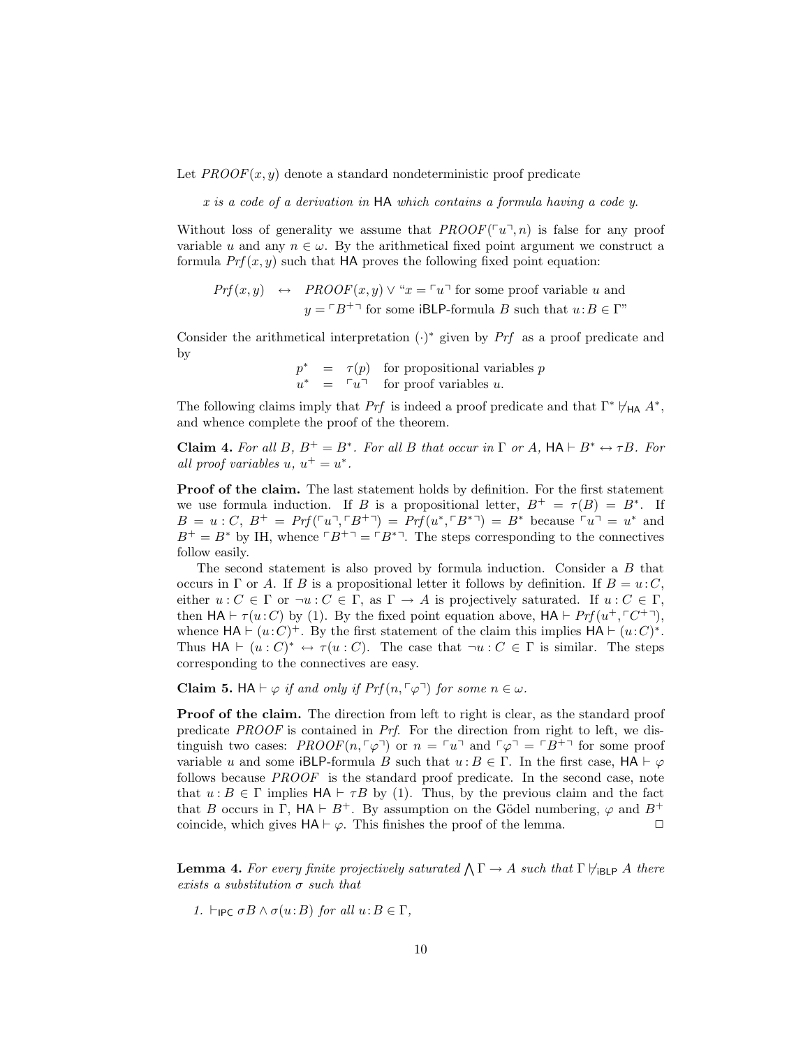Let $PROOF(x, y)$ denote a standard nondeterministic proof predicate

*x is a code of a derivation in* HA *which contains a formula having a code y.*

Without loss of generality we assume that $PROOF(\ulcorner u \urcorner, n)$ is false for any proof variable $u$ and any $n \in \omega$. By the arithmetical fixed point argument we construct a formula $Prf(x, y)$ such that HA proves the following fixed point equation:

$$
\begin{aligned}
Prf(x,y) \quad \leftrightarrow \quad & PROOF(x,y) \vee \text{“}x = \ulcorner u \urcorner \text{ for some proof variable } u \text{ and} \\
& y = \ulcorner B^{+} \urcorner \text{ for some iBLP-formula } B \text{ such that } u\!:\!B \in \Gamma\text{”}
\end{aligned}
$$

Consider the arithmetical interpretation $(\cdot)^*$ given by $Prf$ as a proof predicate and by

$$
\begin{aligned}
p^* &= \tau(p) \quad \text{for propositional variables } p \\
u^* &= \ulcorner u \urcorner \quad \text{for proof variables } u.
\end{aligned}
$$

The following claims imply that $Prf$ is indeed a proof predicate and that $\Gamma^* \nvdash_{\mathsf{HA}} A^*$, and whence complete the proof of the theorem.

**Claim 4.** *For all $B$, $B^+ = B^*$. For all $B$ that occur in $\Gamma$ or $A$, $\mathsf{HA} \vdash B^* \leftrightarrow \tau B$. For all proof variables $u$, $u^+ = u^*$.*

**Proof of the claim.** The last statement holds by definition. For the first statement we use formula induction. If $B$ is a propositional letter, $B^+ = \tau(B) = B^*$. If $B = u:C$, $B^+ = Prf(\ulcorner u \urcorner, \ulcorner B^+ \urcorner) = Prf(u^*, \ulcorner B^* \urcorner) = B^*$ because $\ulcorner u \urcorner = u^*$ and $B^+ = B^*$ by IH, whence $\ulcorner B^+ \urcorner = \ulcorner B^* \urcorner$. The steps corresponding to the connectives follow easily.

The second statement is also proved by formula induction. Consider a $B$ that occurs in $\Gamma$ or $A$. If $B$ is a propositional letter it follows by definition. If $B = u\!:\!C$, either $u\!:\!C \in \Gamma$ or $\neg u\!:\!C \in \Gamma$, as $\Gamma \to A$ is projectively saturated. If $u\!:\!C \in \Gamma$, then $\mathsf{HA} \vdash \tau(u\!:\!C)$ by (1). By the fixed point equation above, $\mathsf{HA} \vdash Prf(u^+, \ulcorner C^+ \urcorner)$, whence $\mathsf{HA} \vdash (u\!:\!C)^+$. By the first statement of the claim this implies $\mathsf{HA} \vdash (u\!:\!C)^*$. Thus $\mathsf{HA} \vdash (u : C)^* \leftrightarrow \tau(u : C)$. The case that $\neg u : C \in \Gamma$ is similar. The steps corresponding to the connectives are easy.

**Claim 5.** $\mathsf{HA} \vdash \varphi$ *if and only if* $Prf(n, \ulcorner \varphi \urcorner)$ *for some* $n \in \omega$.

**Proof of the claim.** The direction from left to right is clear, as the standard proof predicate $PROOF$ is contained in $Prf$. For the direction from right to left, we distinguish two cases: $PROOF(n, \ulcorner \varphi \urcorner)$ or $n = \ulcorner u \urcorner$ and $\ulcorner \varphi \urcorner = \ulcorner B^+ \urcorner$ for some proof variable $u$ and some iBLP-formula $B$ such that $u\!:\!B \in \Gamma$. In the first case, $\mathsf{HA} \vdash \varphi$ follows because $PROOF$ is the standard proof predicate. In the second case, note that $u\!:\!B \in \Gamma$ implies $\mathsf{HA} \vdash \tau B$ by (1). Thus, by the previous claim and the fact that $B$ occurs in $\Gamma$, $\mathsf{HA} \vdash B^+$. By assumption on the Gödel numbering, $\varphi$ and $B^+$ coincide, which gives $\mathsf{HA} \vdash \varphi$. This finishes the proof of the lemma. $\Box$

**Lemma 4.** *For every finite projectively saturated $\bigwedge \Gamma \to A$ such that $\Gamma \nvdash_{\mathsf{iBLP}} A$ there exists a substitution $\sigma$ such that*

1. $\vdash_{\mathsf{IPC}} \sigma B \wedge \sigma(u\!:\!B)$ *for all* $u\!:\!B \in \Gamma$,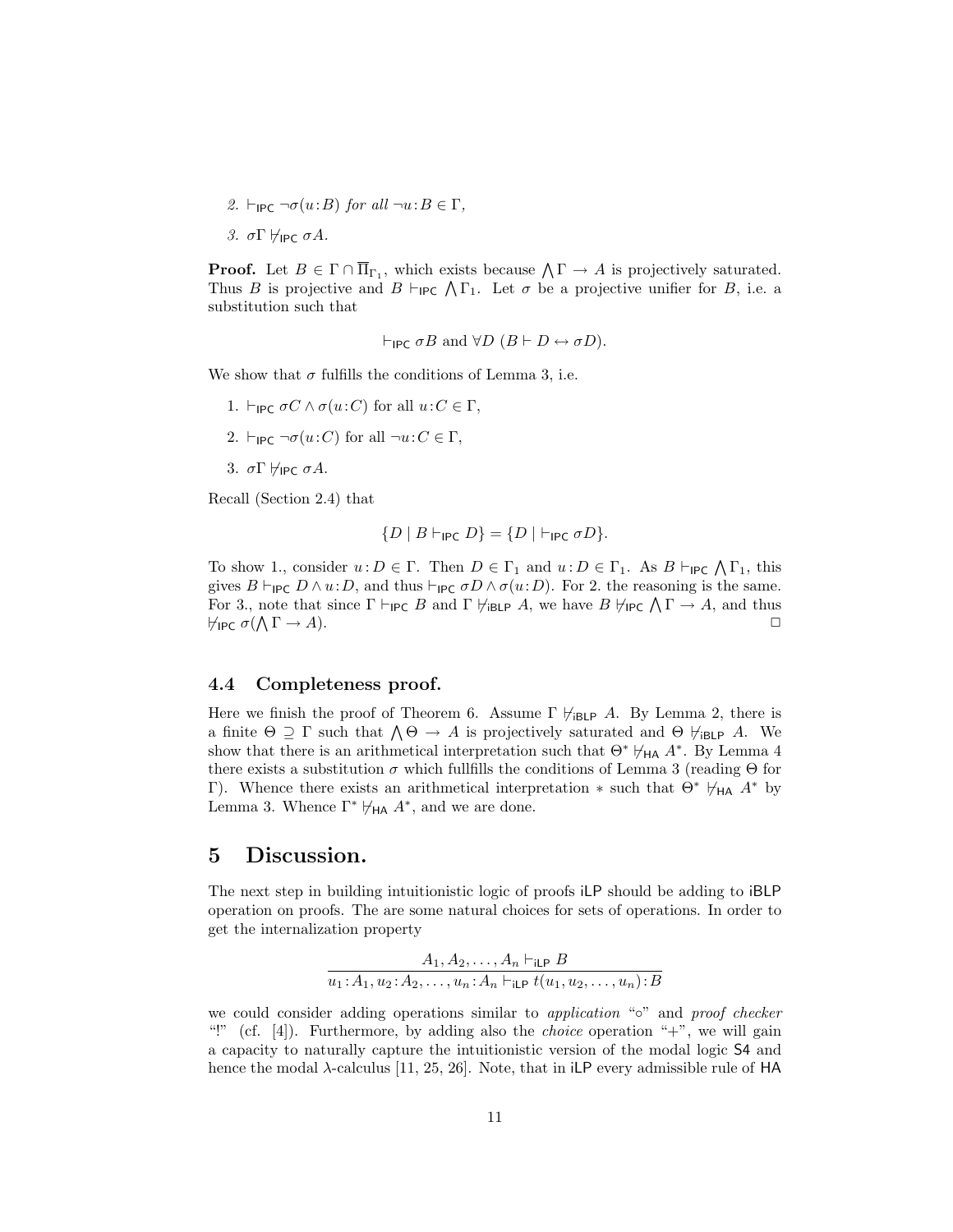2. $\vdash_{\mathsf{IPC}} \neg\sigma(u\!:\!B)$ *for all* $\neg u\!:\!B \in \Gamma$,

3. $\sigma\Gamma \nvdash_{\mathsf{IPC}} \sigma A$.

**Proof.** Let $B \in \Gamma \cap \overline{\Pi}_{\Gamma_1}$, which exists because $\bigwedge\Gamma \to A$ is projectively saturated. Thus $B$ is projective and $B \vdash_{\mathsf{IPC}} \bigwedge\Gamma_1$. Let $\sigma$ be a projective unifier for $B$, i.e. a substitution such that

$$\vdash_{\mathsf{IPC}} \sigma B \text{ and } \forall D\ (B \vdash D \leftrightarrow \sigma D).$$

We show that $\sigma$ fulfills the conditions of Lemma 3, i.e.

1. $\vdash_{\mathsf{IPC}} \sigma C \wedge \sigma(u\!:\!C)$ for all $u\!:\!C \in \Gamma$,
2. $\vdash_{\mathsf{IPC}} \neg\sigma(u\!:\!C)$ for all $\neg u\!:\!C \in \Gamma$,
3. $\sigma\Gamma \nvdash_{\mathsf{IPC}} \sigma A$.

Recall (Section 2.4) that

$$\{D \mid B \vdash_{\mathsf{IPC}} D\} = \{D \mid \vdash_{\mathsf{IPC}} \sigma D\}.$$

To show 1., consider $u\!:\!D \in \Gamma$. Then $D \in \Gamma_1$ and $u\!:\!D \in \Gamma_1$. As $B \vdash_{\mathsf{IPC}} \bigwedge\Gamma_1$, this gives $B \vdash_{\mathsf{IPC}} D \wedge u\!:\!D$, and thus $\vdash_{\mathsf{IPC}} \sigma D \wedge \sigma(u\!:\!D)$. For 2. the reasoning is the same. For 3., note that since $\Gamma \vdash_{\mathsf{IPC}} B$ and $\Gamma \nvdash_{\mathsf{iBLP}} A$, we have $B \nvdash_{\mathsf{IPC}} \bigwedge\Gamma \to A$, and thus $\nvdash_{\mathsf{IPC}} \sigma(\bigwedge\Gamma \to A)$. $\Box$

### 4.4 Completeness proof.

Here we finish the proof of Theorem 6. Assume $\Gamma \nvdash_{\mathsf{iBLP}} A$. By Lemma 2, there is a finite $\Theta \supseteq \Gamma$ such that $\bigwedge\Theta \to A$ is projectively saturated and $\Theta \nvdash_{\mathsf{iBLP}} A$. We show that there is an arithmetical interpretation such that $\Theta^* \nvdash_{\mathsf{HA}} A^*$. By Lemma 4 there exists a substitution $\sigma$ which fullfills the conditions of Lemma 3 (reading $\Theta$ for $\Gamma$). Whence there exists an arithmetical interpretation $*$ such that $\Theta^* \nvdash_{\mathsf{HA}} A^*$ by Lemma 3. Whence $\Gamma^* \nvdash_{\mathsf{HA}} A^*$, and we are done.

## 5 Discussion.

The next step in building intuitionistic logic of proofs iLP should be adding to iBLP operation on proofs. The are some natural choices for sets of operations. In order to get the internalization property

$$\frac{A_1, A_2, \ldots, A_n \vdash_{\mathsf{iLP}} B}{u_1\!:\!A_1, u_2\!:\!A_2, \ldots, u_n\!:\!A_n \vdash_{\mathsf{iLP}} t(u_1, u_2, \ldots, u_n)\!:\!B}$$

we could consider adding operations similar to *application* "$\circ$" and *proof checker* "!" (cf. [4]). Furthermore, by adding also the *choice* operation "+", we will gain a capacity to naturally capture the intuitionistic version of the modal logic S4 and hence the modal $\lambda$-calculus [11, 25, 26]. Note, that in iLP every admissible rule of HA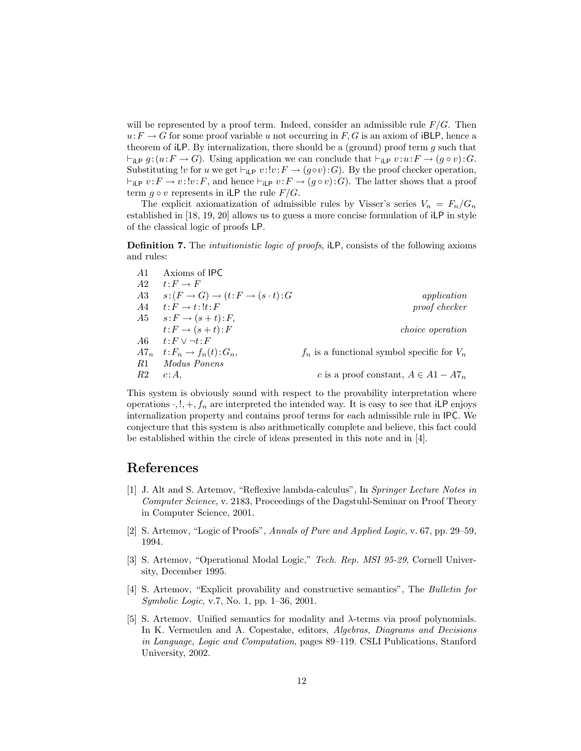will be represented by a proof term. Indeed, consider an admissible rule $F/G$. Then $u{:}F \rightarrow G$ for some proof variable $u$ not occurring in $F, G$ is an axiom of iBLP, hence a theorem of iLP. By internalization, there should be a (ground) proof term $g$ such that $\vdash_{\mathsf{iLP}} g{:}(u{:}F \rightarrow G)$. Using application we can conclude that $\vdash_{\mathsf{iLP}} v{:}u{:}F \rightarrow (g \circ v){:}G$. Substituting $!v$ for $u$ we get $\vdash_{\mathsf{iLP}} v{:}!v{:}F \rightarrow (g{\circ}v){:}G)$. By the proof checker operation, $\vdash_{\mathsf{iLP}} v{:}F \rightarrow v{:}!v{:}F$, and hence $\vdash_{\mathsf{iLP}} v{:}F \rightarrow (g \circ v){:}G)$. The latter shows that a proof term $g \circ v$ represents in iLP the rule $F/G$.

The explicit axiomatization of admissible rules by Visser's series $V_n = F_n/G_n$ established in [18, 19, 20] allows us to guess a more concise formulation of iLP in style of the classical logic of proofs LP.

**Definition 7.** The *intuitionistic logic of proofs*, iLP, consists of the following axioms and rules:

| | | |
|---|---|---|
| $A1$ | Axioms of IPC | |
| $A2$ | $t{:}F \rightarrow F$ | |
| $A3$ | $s{:}(F \rightarrow G) \rightarrow (t{:}F \rightarrow (s \cdot t){:}G$ | *application* |
| $A4$ | $t{:}F \rightarrow t{:}!t{:}F$ | *proof checker* |
| $A5$ | $s{:}F \rightarrow (s+t){:}F$, <br> $t{:}F \rightarrow (s+t){:}F$ | *choice operation* |
| $A6$ | $t{:}F \vee \neg t{:}F$ | |
| $A7_n$ | $t{:}F_n \rightarrow f_n(t){:}G_n$, | $f_n$ is a functional symbol specific for $V_n$ |
| $R1$ | *Modus Ponens* | |
| $R2$ | $c{:}A$, | $c$ is a proof constant, $A \in A1 - A7_n$ |

This system is obviously sound with respect to the provability interpretation where operations $\cdot, !, +, f_n$ are interpreted the intended way. It is easy to see that iLP enjoys internalization property and contains proof terms for each admissible rule in IPC. We conjecture that this system is also arithmetically complete and believe, this fact could be established within the circle of ideas presented in this note and in [4].

## References

[1] J. Alt and S. Artemov, "Reflexive lambda-calculus", In *Springer Lecture Notes in Computer Science*, v. 2183, Proceedings of the Dagstuhl-Seminar on Proof Theory in Computer Science, 2001.

[2] S. Artemov, "Logic of Proofs", *Annals of Pure and Applied Logic*, v. 67, pp. 29–59, 1994.

[3] S. Artemov, "Operational Modal Logic," *Tech. Rep. MSI 95-29*, Cornell University, December 1995.

[4] S. Artemov, "Explicit provability and constructive semantics", The *Bulletin for Symbolic Logic*, v.7, No. 1, pp. 1–36, 2001.

[5] S. Artemov. Unified semantics for modality and $\lambda$-terms via proof polynomials. In K. Vermeulen and A. Copestake, editors, *Algebras, Diagrams and Decisions in Language, Logic and Computation*, pages 89–119. CSLI Publications, Stanford University, 2002.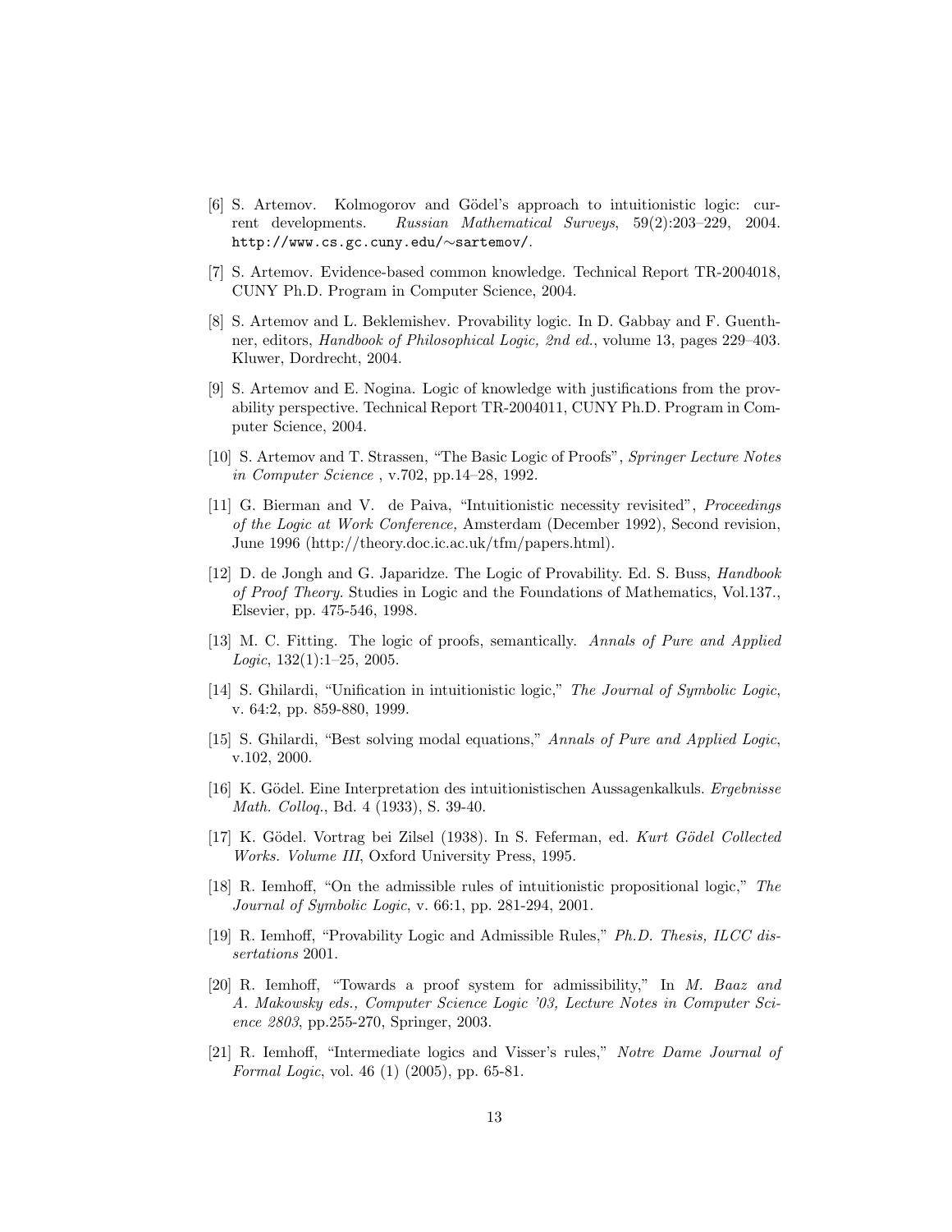[6] S. Artemov. Kolmogorov and Gödel's approach to intuitionistic logic: current developments. *Russian Mathematical Surveys*, 59(2):203–229, 2004. http://www.cs.gc.cuny.edu/∼sartemov/.

[7] S. Artemov. Evidence-based common knowledge. Technical Report TR-2004018, CUNY Ph.D. Program in Computer Science, 2004.

[8] S. Artemov and L. Beklemishev. Provability logic. In D. Gabbay and F. Guenthner, editors, *Handbook of Philosophical Logic, 2nd ed.*, volume 13, pages 229–403. Kluwer, Dordrecht, 2004.

[9] S. Artemov and E. Nogina. Logic of knowledge with justifications from the provability perspective. Technical Report TR-2004011, CUNY Ph.D. Program in Computer Science, 2004.

[10] S. Artemov and T. Strassen, "The Basic Logic of Proofs", *Springer Lecture Notes in Computer Science* , v.702, pp.14–28, 1992.

[11] G. Bierman and V. de Paiva, "Intuitionistic necessity revisited", *Proceedings of the Logic at Work Conference,* Amsterdam (December 1992), Second revision, June 1996 (http://theory.doc.ic.ac.uk/tfm/papers.html).

[12] D. de Jongh and G. Japaridze. The Logic of Provability. Ed. S. Buss, *Handbook of Proof Theory.* Studies in Logic and the Foundations of Mathematics, Vol.137., Elsevier, pp. 475-546, 1998.

[13] M. C. Fitting. The logic of proofs, semantically. *Annals of Pure and Applied Logic*, 132(1):1–25, 2005.

[14] S. Ghilardi, "Unification in intuitionistic logic," *The Journal of Symbolic Logic*, v. 64:2, pp. 859-880, 1999.

[15] S. Ghilardi, "Best solving modal equations," *Annals of Pure and Applied Logic*, v.102, 2000.

[16] K. Gödel. Eine Interpretation des intuitionistischen Aussagenkalkuls. *Ergebnisse Math. Colloq.*, Bd. 4 (1933), S. 39-40.

[17] K. Gödel. Vortrag bei Zilsel (1938). In S. Feferman, ed. *Kurt Gödel Collected Works. Volume III*, Oxford University Press, 1995.

[18] R. Iemhoff, "On the admissible rules of intuitionistic propositional logic," *The Journal of Symbolic Logic*, v. 66:1, pp. 281-294, 2001.

[19] R. Iemhoff, "Provability Logic and Admissible Rules," *Ph.D. Thesis, ILCC dissertations* 2001.

[20] R. Iemhoff, "Towards a proof system for admissibility," In *M. Baaz and A. Makowsky eds., Computer Science Logic '03, Lecture Notes in Computer Science 2803*, pp.255-270, Springer, 2003.

[21] R. Iemhoff, "Intermediate logics and Visser's rules," *Notre Dame Journal of Formal Logic*, vol. 46 (1) (2005), pp. 65-81.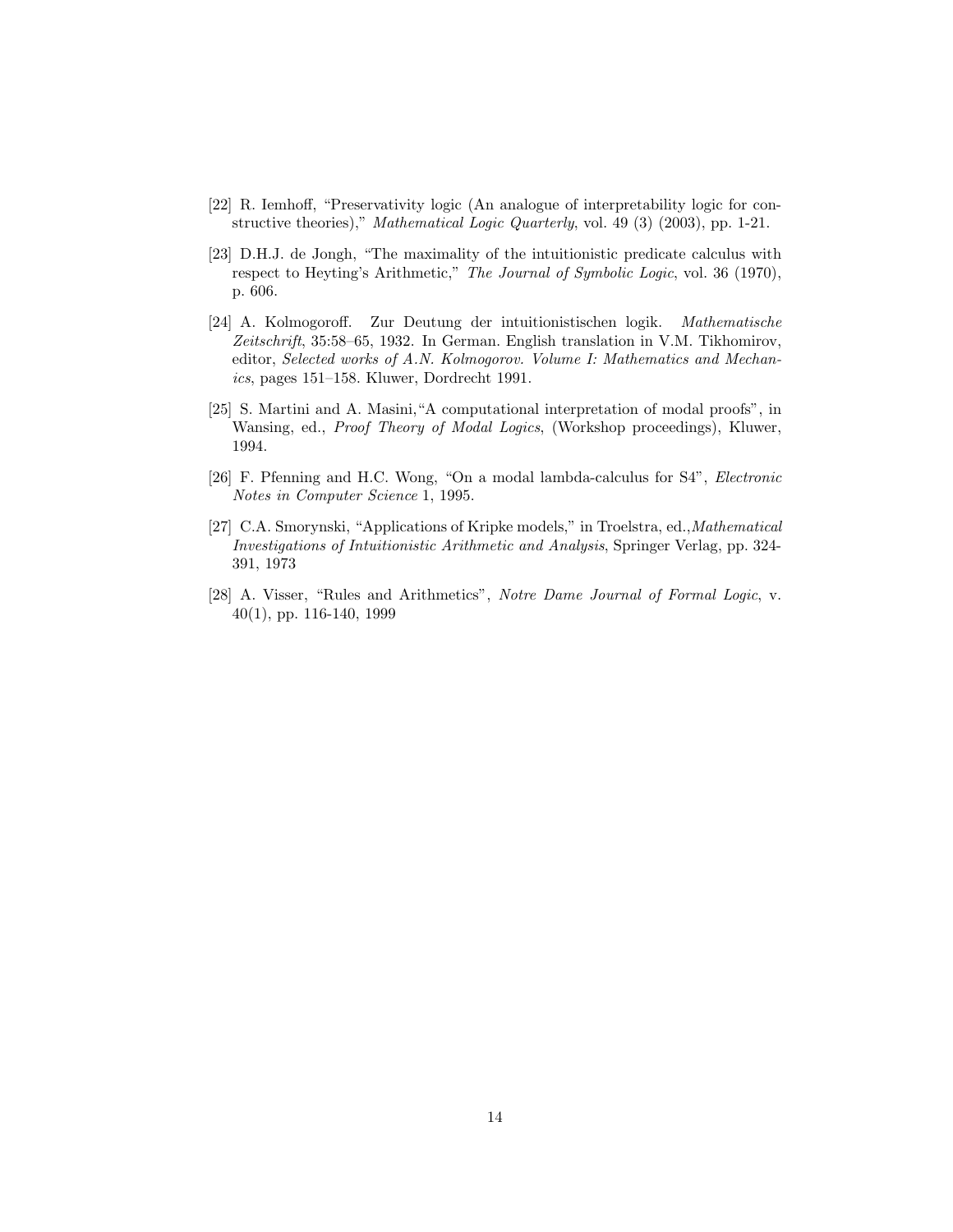[22] R. Iemhoff, "Preservativity logic (An analogue of interpretability logic for constructive theories)," *Mathematical Logic Quarterly*, vol. 49 (3) (2003), pp. 1-21.

[23] D.H.J. de Jongh, "The maximality of the intuitionistic predicate calculus with respect to Heyting's Arithmetic," *The Journal of Symbolic Logic*, vol. 36 (1970), p. 606.

[24] A. Kolmogoroff. Zur Deutung der intuitionistischen logik. *Mathematische Zeitschrift*, 35:58–65, 1932. In German. English translation in V.M. Tikhomirov, editor, *Selected works of A.N. Kolmogorov. Volume I: Mathematics and Mechanics*, pages 151–158. Kluwer, Dordrecht 1991.

[25] S. Martini and A. Masini,"A computational interpretation of modal proofs", in Wansing, ed., *Proof Theory of Modal Logics*, (Workshop proceedings), Kluwer, 1994.

[26] F. Pfenning and H.C. Wong, "On a modal lambda-calculus for S4", *Electronic Notes in Computer Science* 1, 1995.

[27] C.A. Smorynski, "Applications of Kripke models," in Troelstra, ed.,*Mathematical Investigations of Intuitionistic Arithmetic and Analysis*, Springer Verlag, pp. 324-391, 1973

[28] A. Visser, "Rules and Arithmetics", *Notre Dame Journal of Formal Logic*, v. 40(1), pp. 116-140, 1999